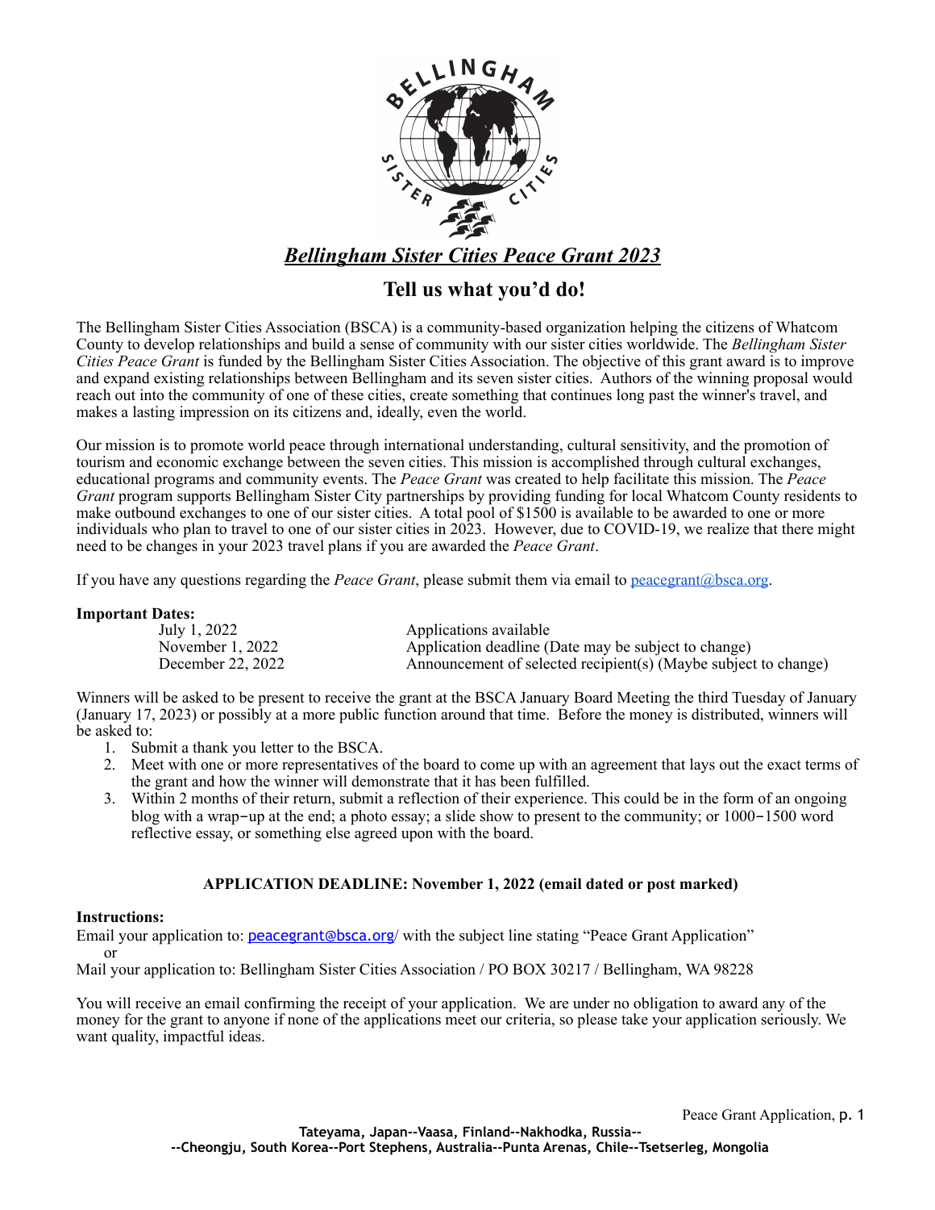# *Bellingham Sister Cities Peace Grant 2023*

## Tell us what you'd do!

The Bellingham Sister Cities Association (BSCA) is a community-based organization helping the citizens of Whatcom County to develop relationships and build a sense of community with our sister cities worldwide. The *Bellingham Sister Cities Peace Grant* is funded by the Bellingham Sister Cities Association. The objective of this grant award is to improve and expand existing relationships between Bellingham and its seven sister cities. Authors of the winning proposal would reach out into the community of one of these cities, create something that continues long past the winner's travel, and makes a lasting impression on its citizens and, ideally, even the world.

Our mission is to promote world peace through international understanding, cultural sensitivity, and the promotion of tourism and economic exchange between the seven cities. This mission is accomplished through cultural exchanges, educational programs and community events. The *Peace Grant* was created to help facilitate this mission. The *Peace Grant* program supports Bellingham Sister City partnerships by providing funding for local Whatcom County residents to make outbound exchanges to one of our sister cities. A total pool of $1500 is available to be awarded to one or more individuals who plan to travel to one of our sister cities in 2023. However, due to COVID-19, we realize that there might need to be changes in your 2023 travel plans if you are awarded the *Peace Grant*.

If you have any questions regarding the *Peace Grant*, please submit them via email to peacegrant@bsca.org.

**Important Dates:**

| | |
|---|---|
| July 1, 2022 | Applications available |
| November 1, 2022 | Application deadline (Date may be subject to change) |
| December 22, 2022 | Announcement of selected recipient(s) (Maybe subject to change) |

Winners will be asked to be present to receive the grant at the BSCA January Board Meeting the third Tuesday of January (January 17, 2023) or possibly at a more public function around that time. Before the money is distributed, winners will be asked to:

1. Submit a thank you letter to the BSCA.
2. Meet with one or more representatives of the board to come up with an agreement that lays out the exact terms of the grant and how the winner will demonstrate that it has been fulfilled.
3. Within 2 months of their return, submit a reflection of their experience. This could be in the form of an ongoing blog with a wrap-up at the end; a photo essay; a slide show to present to the community; or 1000-1500 word reflective essay, or something else agreed upon with the board.

**APPLICATION DEADLINE: November 1, 2022 (email dated or post marked)**

**Instructions:**

Email your application to: peacegrant@bsca.org/ with the subject line stating "Peace Grant Application"
or
Mail your application to: Bellingham Sister Cities Association / PO BOX 30217 / Bellingham, WA 98228

You will receive an email confirming the receipt of your application. We are under no obligation to award any of the money for the grant to anyone if none of the applications meet our criteria, so please take your application seriously. We want quality, impactful ideas.

**Tateyama, Japan--Vaasa, Finland--Nakhodka, Russia--**
**--Cheongju, South Korea--Port Stephens, Australia--Punta Arenas, Chile--Tsetserleg, Mongolia**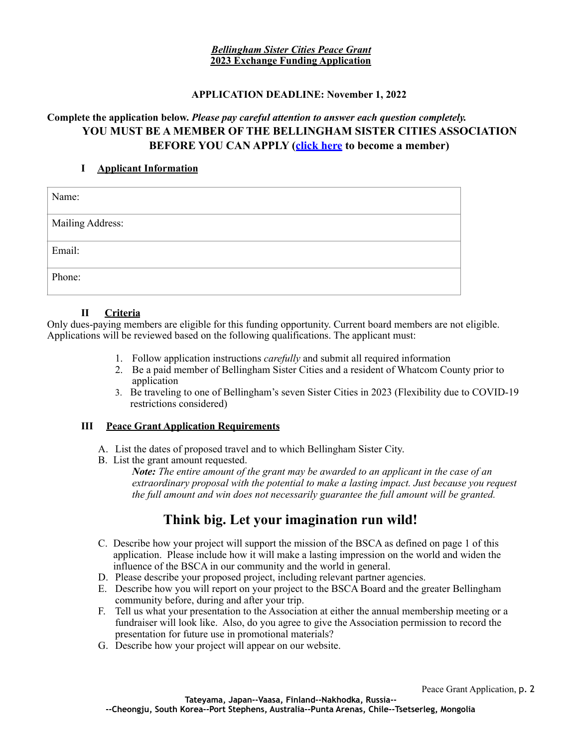***Bellingham Sister Cities Peace Grant***
**2023 Exchange Funding Application**

**APPLICATION DEADLINE: November 1, 2022**

**Complete the application below.** ***Please pay careful attention to answer each question completely.***

**YOU MUST BE A MEMBER OF THE BELLINGHAM SISTER CITIES ASSOCIATION BEFORE YOU CAN APPLY ([click here]() to become a member)**

## I Applicant Information

| |
|---|
| Name: |
| Mailing Address: |
| Email: |
| Phone: |

## II Criteria

Only dues-paying members are eligible for this funding opportunity. Current board members are not eligible. Applications will be reviewed based on the following qualifications. The applicant must:

1. Follow application instructions *carefully* and submit all required information
2. Be a paid member of Bellingham Sister Cities and a resident of Whatcom County prior to application
3. Be traveling to one of Bellingham's seven Sister Cities in 2023 (Flexibility due to COVID-19 restrictions considered)

## III Peace Grant Application Requirements

A. List the dates of proposed travel and to which Bellingham Sister City.

B. List the grant amount requested.

***Note:*** *The entire amount of the grant may be awarded to an applicant in the case of an extraordinary proposal with the potential to make a lasting impact. Just because you request the full amount and win does not necessarily guarantee the full amount will be granted.*

# Think big. Let your imagination run wild!

C. Describe how your project will support the mission of the BSCA as defined on page 1 of this application. Please include how it will make a lasting impression on the world and widen the influence of the BSCA in our community and the world in general.

D. Please describe your proposed project, including relevant partner agencies.

E. Describe how you will report on your project to the BSCA Board and the greater Bellingham community before, during and after your trip.

F. Tell us what your presentation to the Association at either the annual membership meeting or a fundraiser will look like. Also, do you agree to give the Association permission to record the presentation for future use in promotional materials?

G. Describe how your project will appear on our website.

**Tateyama, Japan--Vaasa, Finland--Nakhodka, Russia--**
**--Cheongju, South Korea--Port Stephens, Australia--Punta Arenas, Chile--Tsetserleg, Mongolia**